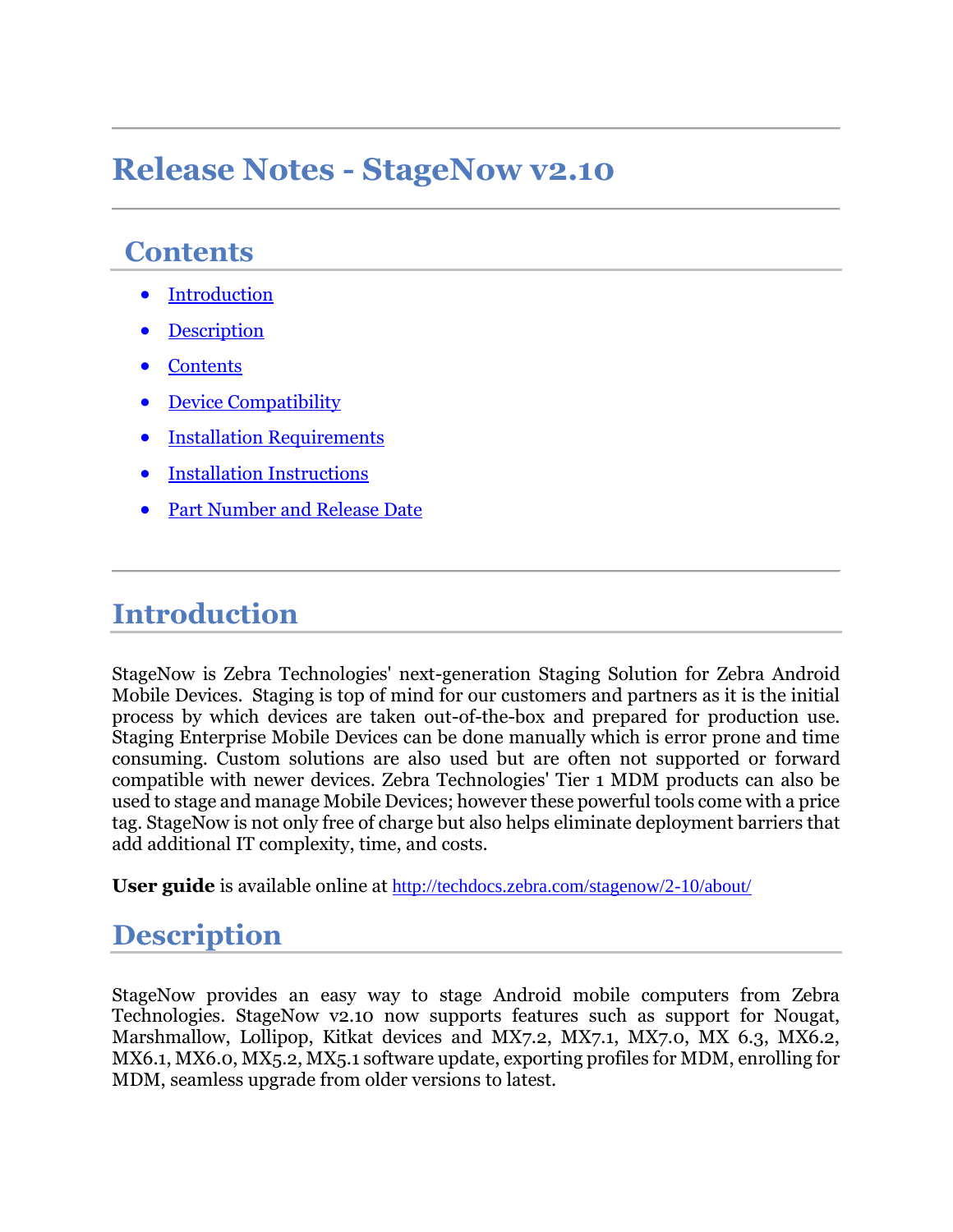# Release Notes - StageNow v2.10

## Contents

- [Introduction](#introduction)
- [Description](#description)
- [Contents](#contents)
- [Device Compatibility](#device-compatibility)
- [Installation Requirements](#installation-requirements)
- [Installation Instructions](#installation-instructions)
- [Part Number and Release Date](#part-number-and-release-date)

## Introduction

StageNow is Zebra Technologies' next-generation Staging Solution for Zebra Android Mobile Devices. Staging is top of mind for our customers and partners as it is the initial process by which devices are taken out-of-the-box and prepared for production use. Staging Enterprise Mobile Devices can be done manually which is error prone and time consuming. Custom solutions are also used but are often not supported or forward compatible with newer devices. Zebra Technologies' Tier 1 MDM products can also be used to stage and manage Mobile Devices; however these powerful tools come with a price tag. StageNow is not only free of charge but also helps eliminate deployment barriers that add additional IT complexity, time, and costs.

**User guide** is available online at http://techdocs.zebra.com/stagenow/2-10/about/

## Description

StageNow provides an easy way to stage Android mobile computers from Zebra Technologies. StageNow v2.10 now supports features such as support for Nougat, Marshmallow, Lollipop, Kitkat devices and MX7.2, MX7.1, MX7.0, MX 6.3, MX6.2, MX6.1, MX6.0, MX5.2, MX5.1 software update, exporting profiles for MDM, enrolling for MDM, seamless upgrade from older versions to latest.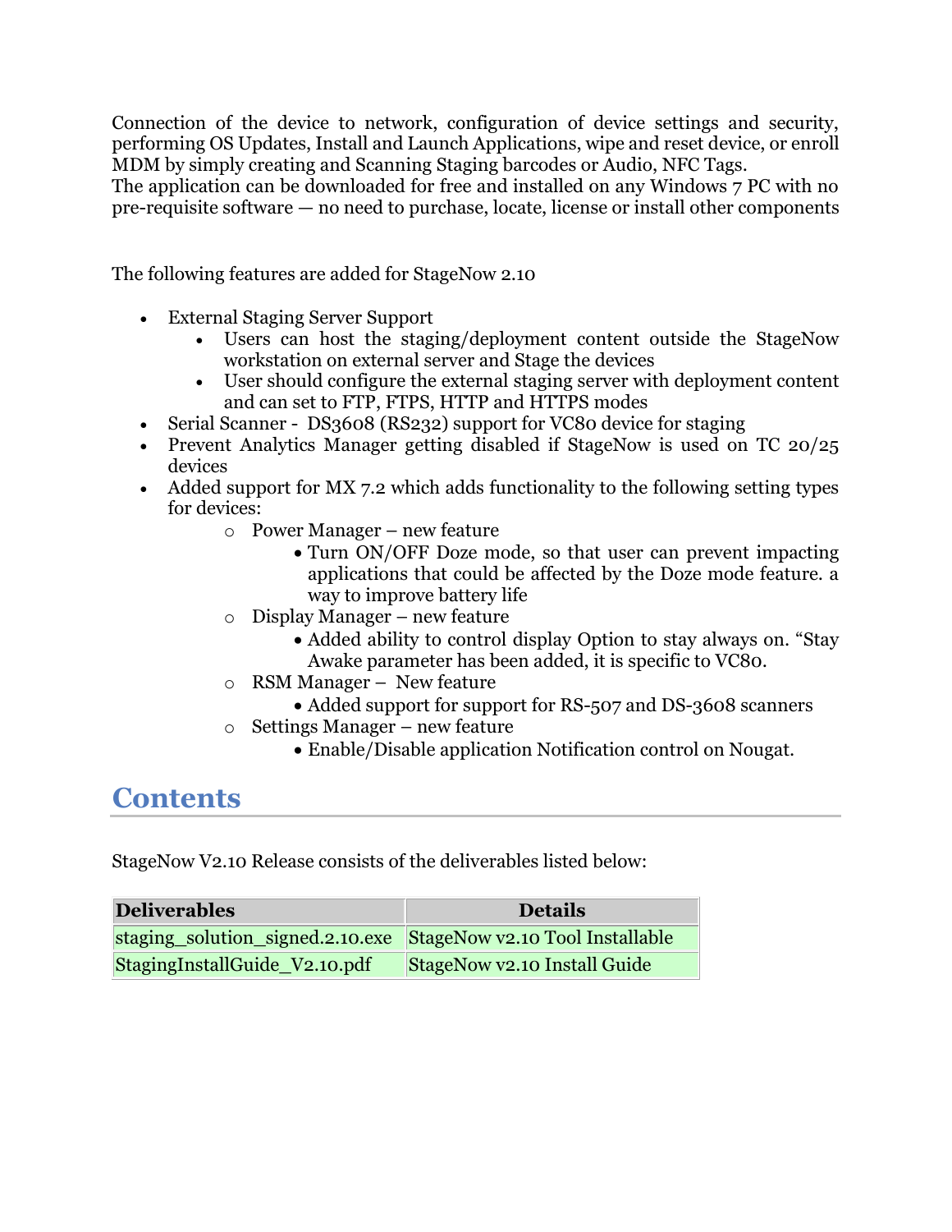Connection of the device to network, configuration of device settings and security, performing OS Updates, Install and Launch Applications, wipe and reset device, or enroll MDM by simply creating and Scanning Staging barcodes or Audio, NFC Tags.
The application can be downloaded for free and installed on any Windows 7 PC with no pre-requisite software — no need to purchase, locate, license or install other components

The following features are added for StageNow 2.10

- External Staging Server Support
  - Users can host the staging/deployment content outside the StageNow workstation on external server and Stage the devices
  - User should configure the external staging server with deployment content and can set to FTP, FTPS, HTTP and HTTPS modes
- Serial Scanner - DS3608 (RS232) support for VC80 device for staging
- Prevent Analytics Manager getting disabled if StageNow is used on TC 20/25 devices
- Added support for MX 7.2 which adds functionality to the following setting types for devices:
  - Power Manager – new feature
    - Turn ON/OFF Doze mode, so that user can prevent impacting applications that could be affected by the Doze mode feature. a way to improve battery life
  - Display Manager – new feature
    - Added ability to control display Option to stay always on. "Stay Awake parameter has been added, it is specific to VC80.
  - RSM Manager – New feature
    - Added support for support for RS-507 and DS-3608 scanners
  - Settings Manager – new feature
    - Enable/Disable application Notification control on Nougat.

## Contents

StageNow V2.10 Release consists of the deliverables listed below:

| Deliverables | Details |
|---|---|
| staging_solution_signed.2.10.exe | StageNow v2.10 Tool Installable |
| StagingInstallGuide_V2.10.pdf | StageNow v2.10 Install Guide |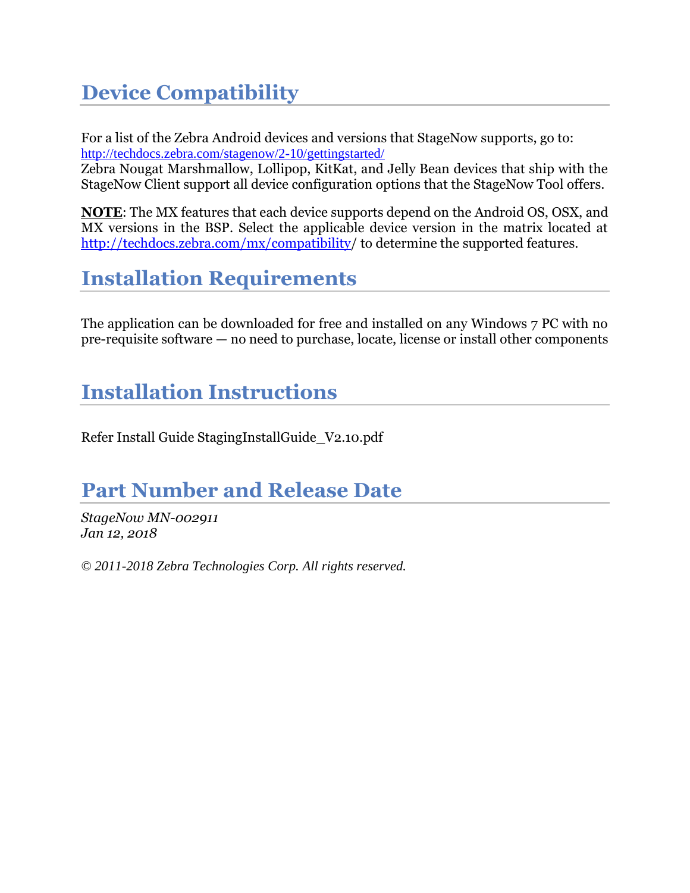## Device Compatibility

For a list of the Zebra Android devices and versions that StageNow supports, go to:
http://techdocs.zebra.com/stagenow/2-10/gettingstarted/
Zebra Nougat Marshmallow, Lollipop, KitKat, and Jelly Bean devices that ship with the StageNow Client support all device configuration options that the StageNow Tool offers.

**NOTE**: The MX features that each device supports depend on the Android OS, OSX, and MX versions in the BSP. Select the applicable device version in the matrix located at http://techdocs.zebra.com/mx/compatibility/ to determine the supported features.

## Installation Requirements

The application can be downloaded for free and installed on any Windows 7 PC with no pre-requisite software — no need to purchase, locate, license or install other components

## Installation Instructions

Refer Install Guide StagingInstallGuide_V2.10.pdf

## Part Number and Release Date

*StageNow MN-002911*
*Jan 12, 2018*

*© 2011-2018 Zebra Technologies Corp. All rights reserved.*